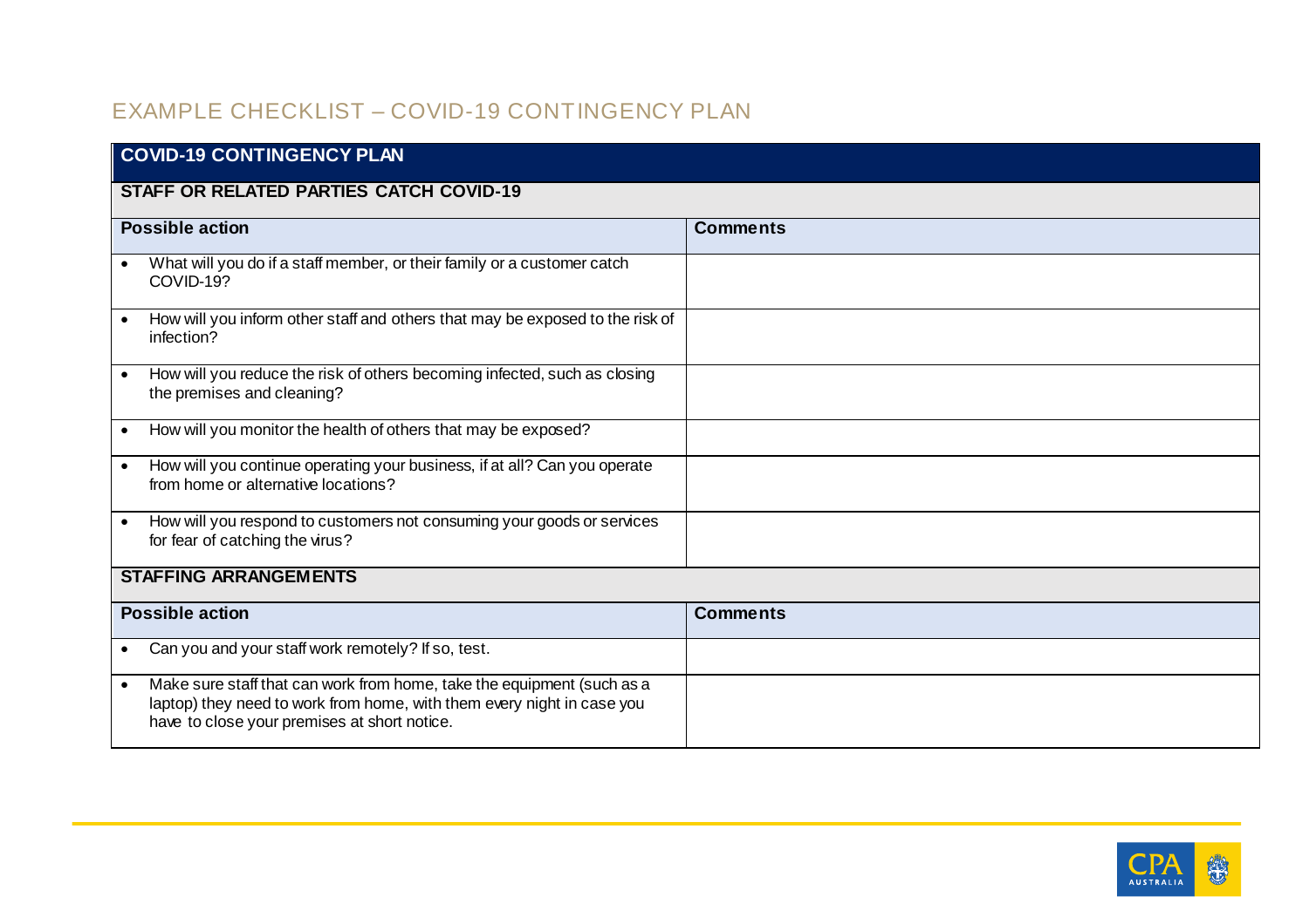# EXAMPLE CHECKLIST – COVID-19 CONTINGENCY PLAN

| COVID-19 CONTINGENCY PLAN | |
|---|---|
| **STAFF OR RELATED PARTIES CATCH COVID-19** | |
| **Possible action** | **Comments** |
| • What will you do if a staff member, or their family or a customer catch COVID-19? | |
| • How will you inform other staff and others that may be exposed to the risk of infection? | |
| • How will you reduce the risk of others becoming infected, such as closing the premises and cleaning? | |
| • How will you monitor the health of others that may be exposed? | |
| • How will you continue operating your business, if at all? Can you operate from home or alternative locations? | |
| • How will you respond to customers not consuming your goods or services for fear of catching the virus? | |
| **STAFFING ARRANGEMENTS** | |
| **Possible action** | **Comments** |
| • Can you and your staff work remotely? If so, test. | |
| • Make sure staff that can work from home, take the equipment (such as a laptop) they need to work from home, with them every night in case you have to close your premises at short notice. | |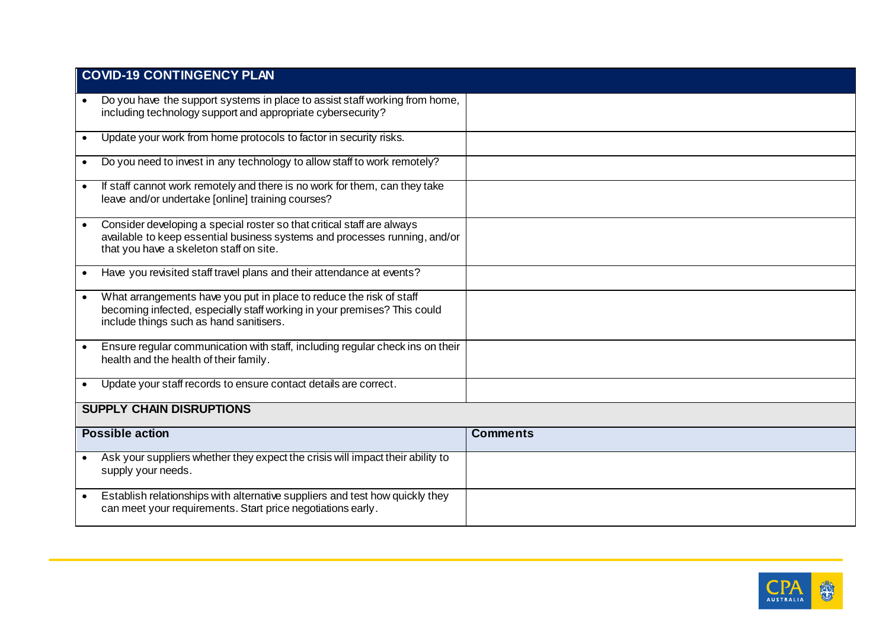| COVID-19 CONTINGENCY PLAN | |
|---|---|
| • Do you have the support systems in place to assist staff working from home, including technology support and appropriate cybersecurity? | |
| • Update your work from home protocols to factor in security risks. | |
| • Do you need to invest in any technology to allow staff to work remotely? | |
| • If staff cannot work remotely and there is no work for them, can they take leave and/or undertake [online] training courses? | |
| • Consider developing a special roster so that critical staff are always available to keep essential business systems and processes running, and/or that you have a skeleton staff on site. | |
| • Have you revisited staff travel plans and their attendance at events? | |
| • What arrangements have you put in place to reduce the risk of staff becoming infected, especially staff working in your premises? This could include things such as hand sanitisers. | |
| • Ensure regular communication with staff, including regular check ins on their health and the health of their family. | |
| • Update your staff records to ensure contact details are correct. | |
| **SUPPLY CHAIN DISRUPTIONS** | |
| **Possible action** | **Comments** |
| • Ask your suppliers whether they expect the crisis will impact their ability to supply your needs. | |
| • Establish relationships with alternative suppliers and test how quickly they can meet your requirements. Start price negotiations early. | |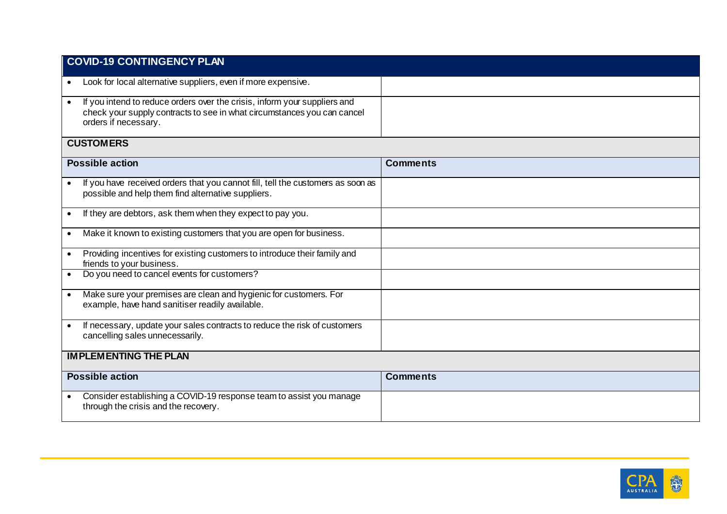## COVID-19 CONTINGENCY PLAN

| Possible action | Comments |
|---|---|
| • Look for local alternative suppliers, even if more expensive. | |
| • If you intend to reduce orders over the crisis, inform your suppliers and check your supply contracts to see in what circumstances you can cancel orders if necessary. | |

### CUSTOMERS

| Possible action | Comments |
|---|---|
| • If you have received orders that you cannot fill, tell the customers as soon as possible and help them find alternative suppliers. | |
| • If they are debtors, ask them when they expect to pay you. | |
| • Make it known to existing customers that you are open for business. | |
| • Providing incentives for existing customers to introduce their family and friends to your business. | |
| • Do you need to cancel events for customers? | |
| • Make sure your premises are clean and hygienic for customers. For example, have hand sanitiser readily available. | |
| • If necessary, update your sales contracts to reduce the risk of customers cancelling sales unnecessarily. | |

### IMPLEMENTING THE PLAN

| Possible action | Comments |
|---|---|
| • Consider establishing a COVID-19 response team to assist you manage through the crisis and the recovery. | |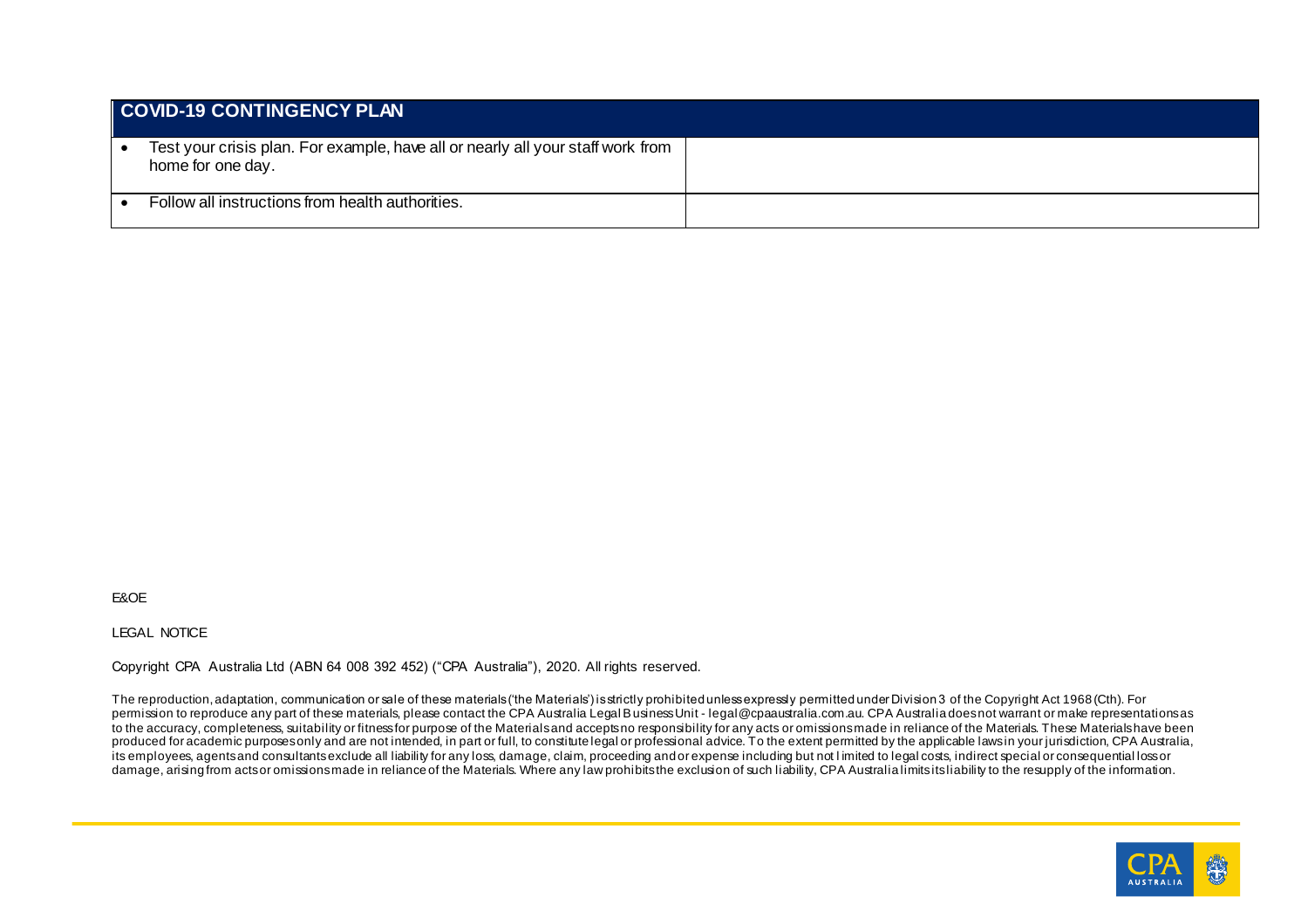| COVID-19 CONTINGENCY PLAN | |
|---|---|
| • Test your crisis plan. For example, have all or nearly all your staff work from home for one day. | |
| • Follow all instructions from health authorities. | |

E&OE

LEGAL NOTICE

Copyright CPA Australia Ltd (ABN 64 008 392 452) ("CPA Australia"), 2020. All rights reserved.

The reproduction, adaptation, communication or sale of these materials ('the Materials') is strictly prohibited unless expressly permitted under Division 3 of the Copyright Act 1968 (Cth). For permission to reproduce any part of these materials, please contact the CPA Australia Legal Business Unit - legal@cpaaustralia.com.au. CPA Australia does not warrant or make representations as to the accuracy, completeness, suitability or fitness for purpose of the Materials and accepts no responsibility for any acts or omissions made in reliance of the Materials. These Materials have been produced for academic purposes only and are not intended, in part or full, to constitute legal or professional advice. To the extent permitted by the applicable laws in your jurisdiction, CPA Australia, its employees, agents and consultants exclude all liability for any loss, damage, claim, proceeding and or expense including but not limited to legal costs, indirect special or consequential loss or damage, arising from acts or omissions made in reliance of the Materials. Where any law prohibits the exclusion of such liability, CPA Australia limits its liability to the resupply of the information.